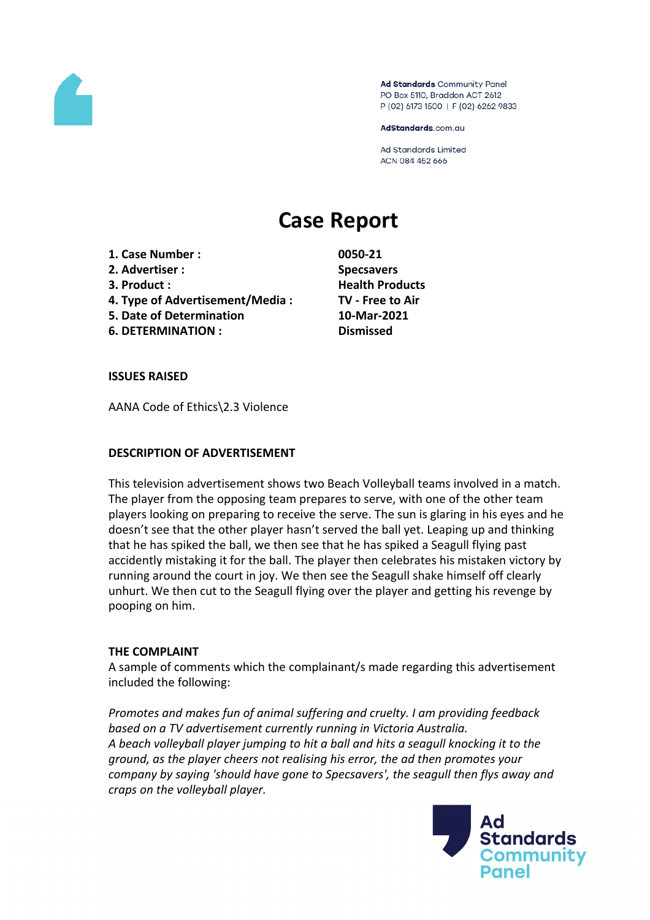Ad Standards Community Panel
PO Box 5110, Braddon ACT 2612
P (02) 6173 1500 | F (02) 6262 9833

AdStandards.com.au

Ad Standards Limited
ACN 084 452 666

# Case Report

| | |
|---|---|
| **1. Case Number :** | **0050-21** |
| **2. Advertiser :** | **Specsavers** |
| **3. Product :** | **Health Products** |
| **4. Type of Advertisement/Media :** | **TV - Free to Air** |
| **5. Date of Determination** | **10-Mar-2021** |
| **6. DETERMINATION :** | **Dismissed** |

**ISSUES RAISED**

AANA Code of Ethics\2.3 Violence

**DESCRIPTION OF ADVERTISEMENT**

This television advertisement shows two Beach Volleyball teams involved in a match. The player from the opposing team prepares to serve, with one of the other team players looking on preparing to receive the serve. The sun is glaring in his eyes and he doesn't see that the other player hasn't served the ball yet. Leaping up and thinking that he has spiked the ball, we then see that he has spiked a Seagull flying past accidently mistaking it for the ball. The player then celebrates his mistaken victory by running around the court in joy. We then see the Seagull shake himself off clearly unhurt. We then cut to the Seagull flying over the player and getting his revenge by pooping on him.

**THE COMPLAINT**

A sample of comments which the complainant/s made regarding this advertisement included the following:

*Promotes and makes fun of animal suffering and cruelty. I am providing feedback based on a TV advertisement currently running in Victoria Australia.*
*A beach volleyball player jumping to hit a ball and hits a seagull knocking it to the ground, as the player cheers not realising his error, the ad then promotes your company by saying 'should have gone to Specsavers', the seagull then flys away and craps on the volleyball player.*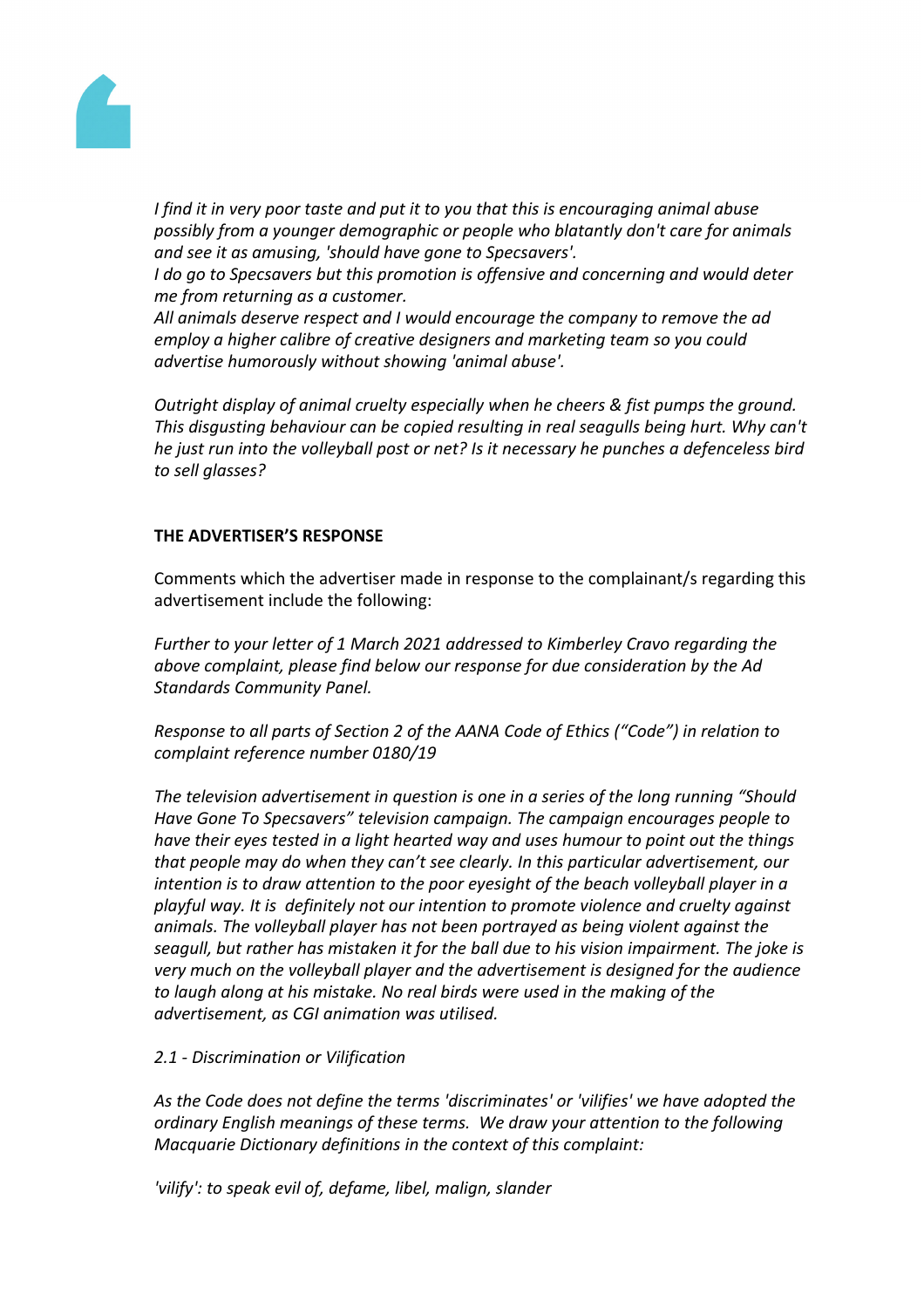*I find it in very poor taste and put it to you that this is encouraging animal abuse possibly from a younger demographic or people who blatantly don't care for animals and see it as amusing, 'should have gone to Specsavers'.*
*I do go to Specsavers but this promotion is offensive and concerning and would deter me from returning as a customer.*
*All animals deserve respect and I would encourage the company to remove the ad employ a higher calibre of creative designers and marketing team so you could advertise humorously without showing 'animal abuse'.*

*Outright display of animal cruelty especially when he cheers & fist pumps the ground. This disgusting behaviour can be copied resulting in real seagulls being hurt. Why can't he just run into the volleyball post or net? Is it necessary he punches a defenceless bird to sell glasses?*

**THE ADVERTISER'S RESPONSE**

Comments which the advertiser made in response to the complainant/s regarding this advertisement include the following:

*Further to your letter of 1 March 2021 addressed to Kimberley Cravo regarding the above complaint, please find below our response for due consideration by the Ad Standards Community Panel.*

*Response to all parts of Section 2 of the AANA Code of Ethics ("Code") in relation to complaint reference number 0180/19*

*The television advertisement in question is one in a series of the long running "Should Have Gone To Specsavers" television campaign. The campaign encourages people to have their eyes tested in a light hearted way and uses humour to point out the things that people may do when they can't see clearly. In this particular advertisement, our intention is to draw attention to the poor eyesight of the beach volleyball player in a playful way. It is definitely not our intention to promote violence and cruelty against animals. The volleyball player has not been portrayed as being violent against the seagull, but rather has mistaken it for the ball due to his vision impairment. The joke is very much on the volleyball player and the advertisement is designed for the audience to laugh along at his mistake. No real birds were used in the making of the advertisement, as CGI animation was utilised.*

*2.1 - Discrimination or Vilification*

*As the Code does not define the terms 'discriminates' or 'vilifies' we have adopted the ordinary English meanings of these terms. We draw your attention to the following Macquarie Dictionary definitions in the context of this complaint:*

*'vilify': to speak evil of, defame, libel, malign, slander*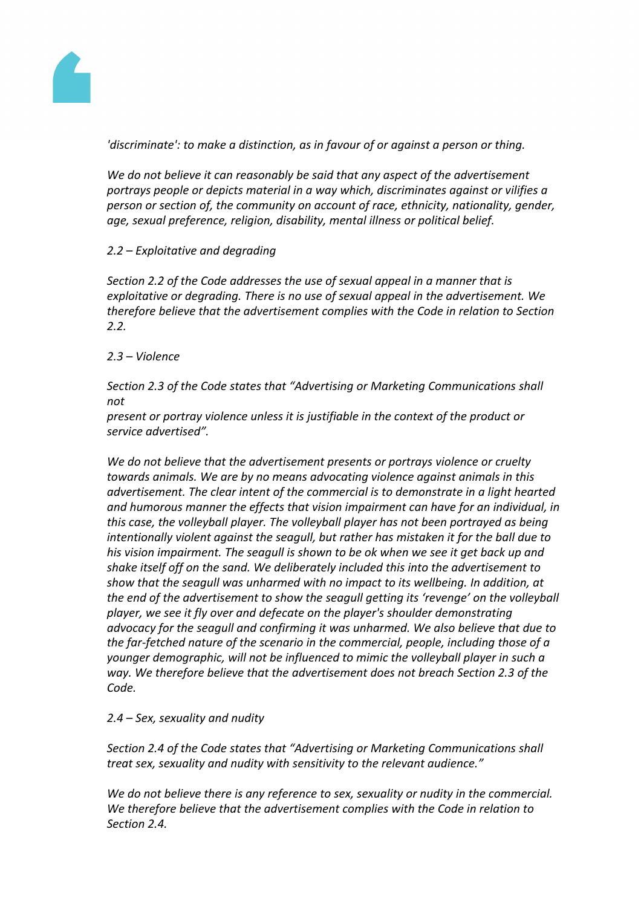*'discriminate': to make a distinction, as in favour of or against a person or thing.*

*We do not believe it can reasonably be said that any aspect of the advertisement portrays people or depicts material in a way which, discriminates against or vilifies a person or section of, the community on account of race, ethnicity, nationality, gender, age, sexual preference, religion, disability, mental illness or political belief.*

*2.2 – Exploitative and degrading*

*Section 2.2 of the Code addresses the use of sexual appeal in a manner that is exploitative or degrading. There is no use of sexual appeal in the advertisement. We therefore believe that the advertisement complies with the Code in relation to Section 2.2.*

*2.3 – Violence*

*Section 2.3 of the Code states that "Advertising or Marketing Communications shall not present or portray violence unless it is justifiable in the context of the product or service advertised".*

*We do not believe that the advertisement presents or portrays violence or cruelty towards animals. We are by no means advocating violence against animals in this advertisement. The clear intent of the commercial is to demonstrate in a light hearted and humorous manner the effects that vision impairment can have for an individual, in this case, the volleyball player. The volleyball player has not been portrayed as being intentionally violent against the seagull, but rather has mistaken it for the ball due to his vision impairment. The seagull is shown to be ok when we see it get back up and shake itself off on the sand. We deliberately included this into the advertisement to show that the seagull was unharmed with no impact to its wellbeing. In addition, at the end of the advertisement to show the seagull getting its 'revenge' on the volleyball player, we see it fly over and defecate on the player's shoulder demonstrating advocacy for the seagull and confirming it was unharmed. We also believe that due to the far-fetched nature of the scenario in the commercial, people, including those of a younger demographic, will not be influenced to mimic the volleyball player in such a way. We therefore believe that the advertisement does not breach Section 2.3 of the Code.*

*2.4 – Sex, sexuality and nudity*

*Section 2.4 of the Code states that "Advertising or Marketing Communications shall treat sex, sexuality and nudity with sensitivity to the relevant audience."*

*We do not believe there is any reference to sex, sexuality or nudity in the commercial. We therefore believe that the advertisement complies with the Code in relation to Section 2.4.*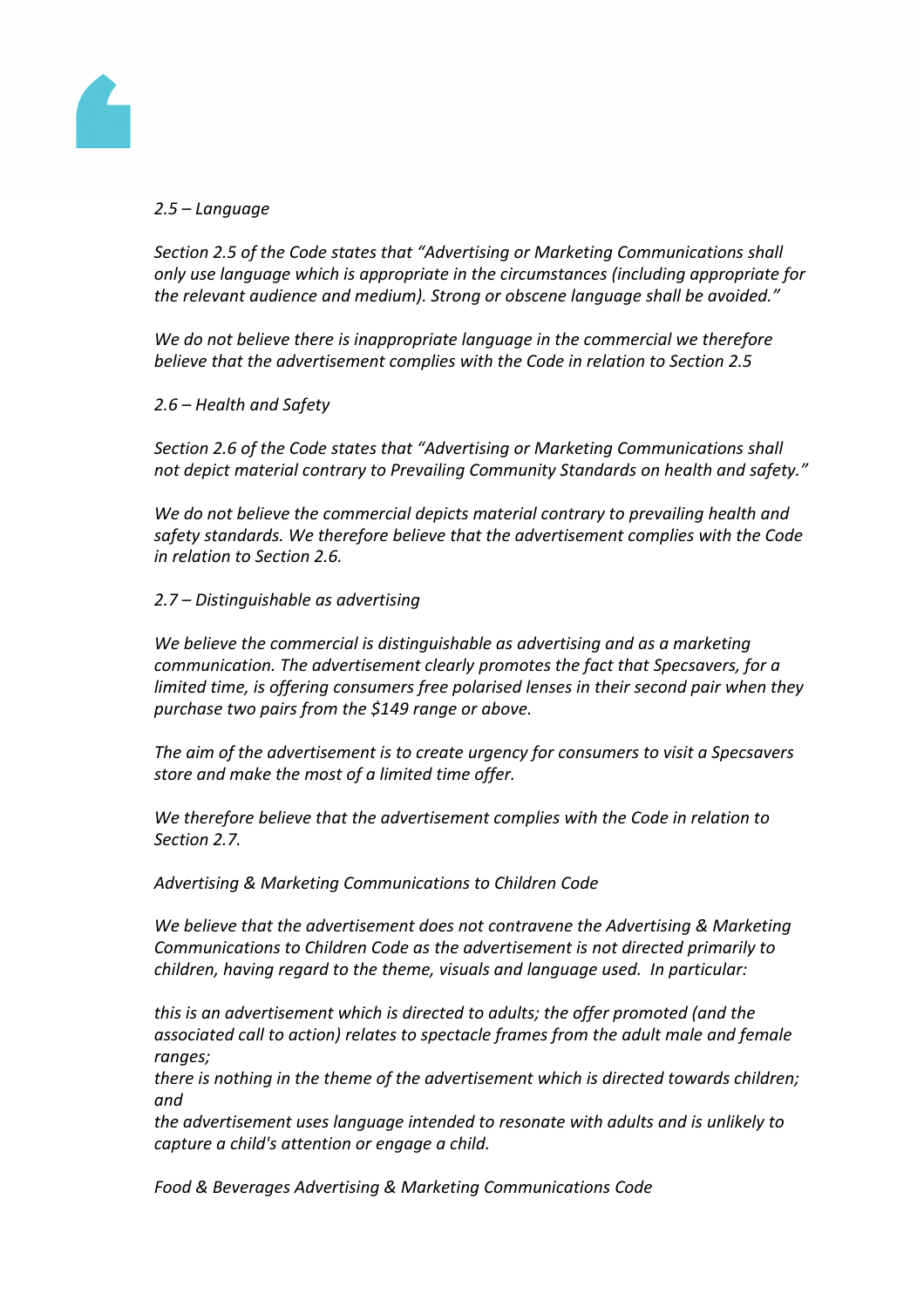*2.5 – Language*

*Section 2.5 of the Code states that "Advertising or Marketing Communications shall only use language which is appropriate in the circumstances (including appropriate for the relevant audience and medium). Strong or obscene language shall be avoided."*

*We do not believe there is inappropriate language in the commercial we therefore believe that the advertisement complies with the Code in relation to Section 2.5*

*2.6 – Health and Safety*

*Section 2.6 of the Code states that "Advertising or Marketing Communications shall not depict material contrary to Prevailing Community Standards on health and safety."*

*We do not believe the commercial depicts material contrary to prevailing health and safety standards. We therefore believe that the advertisement complies with the Code in relation to Section 2.6.*

*2.7 – Distinguishable as advertising*

*We believe the commercial is distinguishable as advertising and as a marketing communication. The advertisement clearly promotes the fact that Specsavers, for a limited time, is offering consumers free polarised lenses in their second pair when they purchase two pairs from the $149 range or above.*

*The aim of the advertisement is to create urgency for consumers to visit a Specsavers store and make the most of a limited time offer.*

*We therefore believe that the advertisement complies with the Code in relation to Section 2.7.*

*Advertising & Marketing Communications to Children Code*

*We believe that the advertisement does not contravene the Advertising & Marketing Communications to Children Code as the advertisement is not directed primarily to children, having regard to the theme, visuals and language used. In particular:*

*this is an advertisement which is directed to adults; the offer promoted (and the associated call to action) relates to spectacle frames from the adult male and female ranges;*
*there is nothing in the theme of the advertisement which is directed towards children; and*
*the advertisement uses language intended to resonate with adults and is unlikely to capture a child's attention or engage a child.*

*Food & Beverages Advertising & Marketing Communications Code*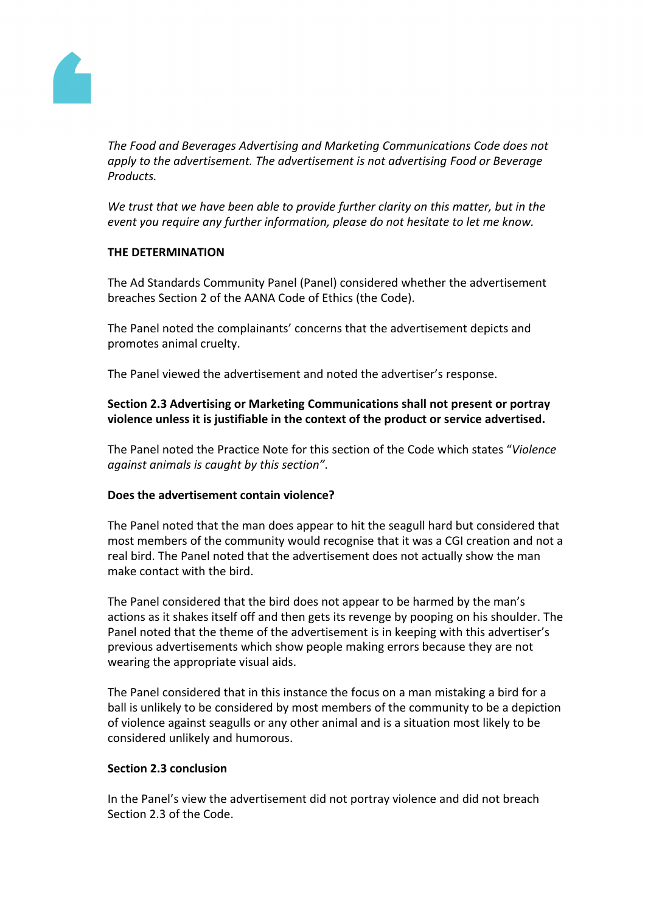*The Food and Beverages Advertising and Marketing Communications Code does not apply to the advertisement. The advertisement is not advertising Food or Beverage Products.*

*We trust that we have been able to provide further clarity on this matter, but in the event you require any further information, please do not hesitate to let me know.*

**THE DETERMINATION**

The Ad Standards Community Panel (Panel) considered whether the advertisement breaches Section 2 of the AANA Code of Ethics (the Code).

The Panel noted the complainants' concerns that the advertisement depicts and promotes animal cruelty.

The Panel viewed the advertisement and noted the advertiser's response.

**Section 2.3 Advertising or Marketing Communications shall not present or portray violence unless it is justifiable in the context of the product or service advertised.**

The Panel noted the Practice Note for this section of the Code which states "*Violence against animals is caught by this section"*.

**Does the advertisement contain violence?**

The Panel noted that the man does appear to hit the seagull hard but considered that most members of the community would recognise that it was a CGI creation and not a real bird. The Panel noted that the advertisement does not actually show the man make contact with the bird.

The Panel considered that the bird does not appear to be harmed by the man's actions as it shakes itself off and then gets its revenge by pooping on his shoulder. The Panel noted that the theme of the advertisement is in keeping with this advertiser's previous advertisements which show people making errors because they are not wearing the appropriate visual aids.

The Panel considered that in this instance the focus on a man mistaking a bird for a ball is unlikely to be considered by most members of the community to be a depiction of violence against seagulls or any other animal and is a situation most likely to be considered unlikely and humorous.

**Section 2.3 conclusion**

In the Panel's view the advertisement did not portray violence and did not breach Section 2.3 of the Code.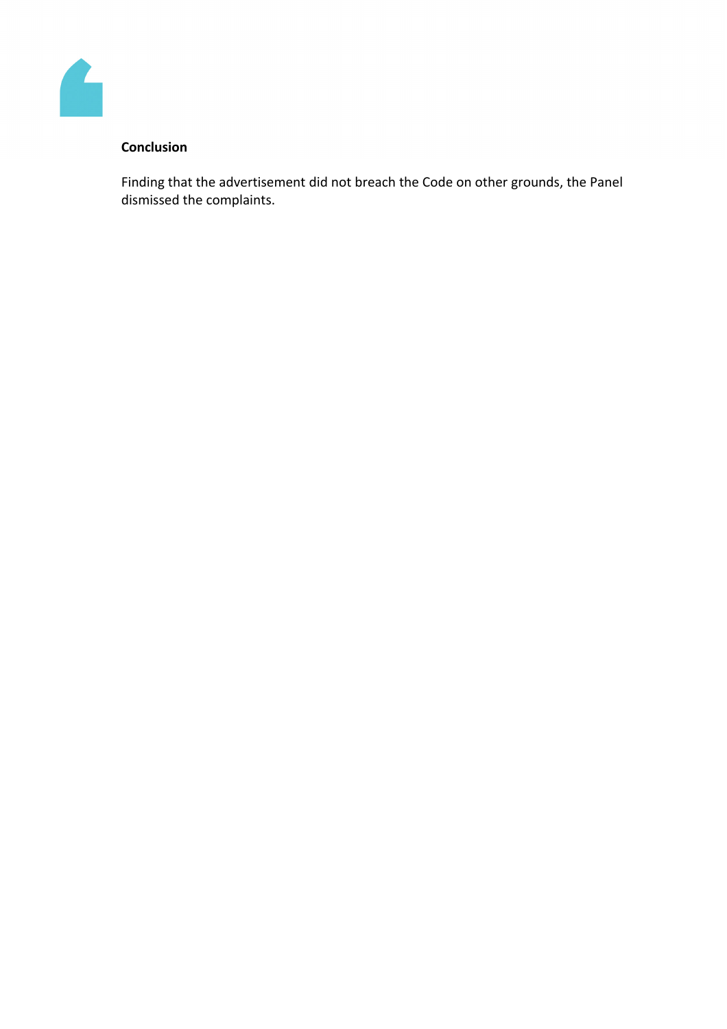**Conclusion**

Finding that the advertisement did not breach the Code on other grounds, the Panel dismissed the complaints.